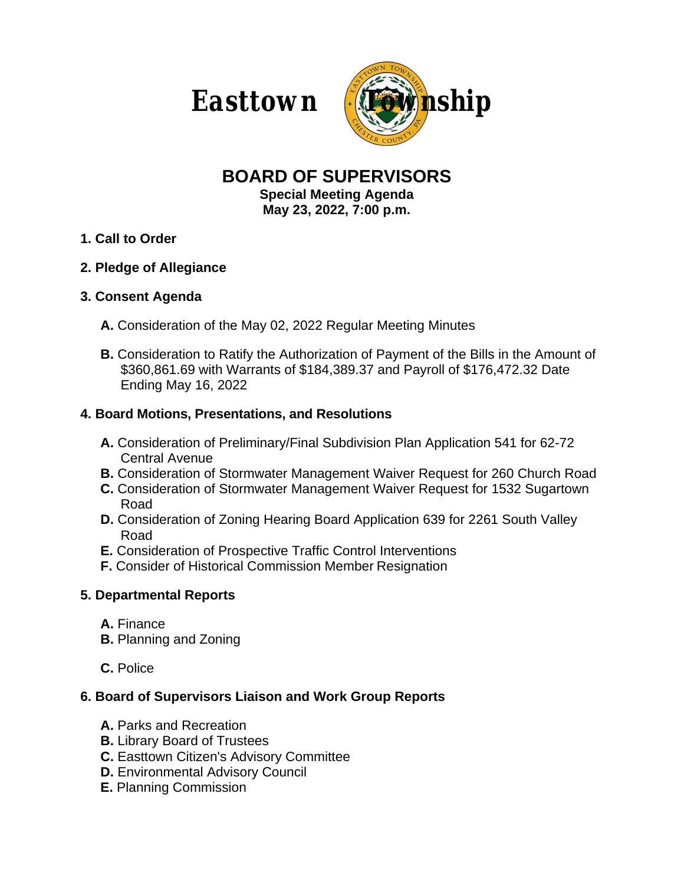# Easttown Township

## BOARD OF SUPERVISORS

**Special Meeting Agenda**
**May 23, 2022, 7:00 p.m.**

**1. Call to Order**

**2. Pledge of Allegiance**

**3. Consent Agenda**

- **A.** Consideration of the May 02, 2022 Regular Meeting Minutes
- **B.** Consideration to Ratify the Authorization of Payment of the Bills in the Amount of $360,861.69 with Warrants of $184,389.37 and Payroll of $176,472.32 Date Ending May 16, 2022

**4. Board Motions, Presentations, and Resolutions**

- **A.** Consideration of Preliminary/Final Subdivision Plan Application 541 for 62-72 Central Avenue
- **B.** Consideration of Stormwater Management Waiver Request for 260 Church Road
- **C.** Consideration of Stormwater Management Waiver Request for 1532 Sugartown Road
- **D.** Consideration of Zoning Hearing Board Application 639 for 2261 South Valley Road
- **E.** Consideration of Prospective Traffic Control Interventions
- **F.** Consider of Historical Commission Member Resignation

**5. Departmental Reports**

- **A.** Finance
- **B.** Planning and Zoning
- **C.** Police

**6. Board of Supervisors Liaison and Work Group Reports**

- **A.** Parks and Recreation
- **B.** Library Board of Trustees
- **C.** Easttown Citizen's Advisory Committee
- **D.** Environmental Advisory Council
- **E.** Planning Commission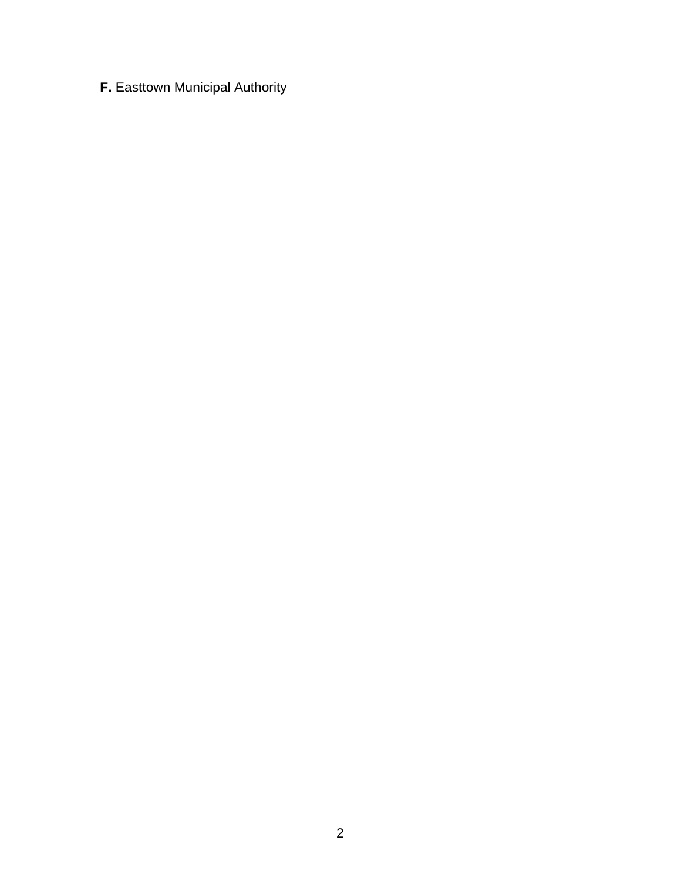**F.** Easttown Municipal Authority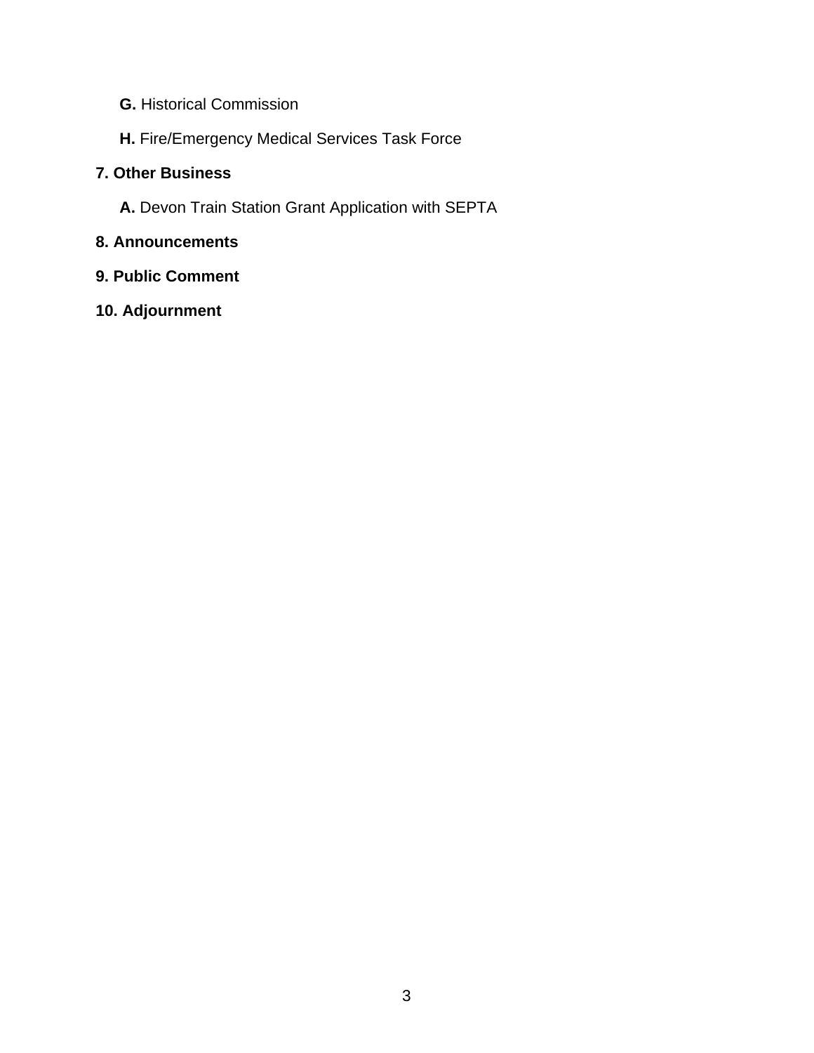**G.** Historical Commission

**H.** Fire/Emergency Medical Services Task Force

**7. Other Business**

**A.** Devon Train Station Grant Application with SEPTA

**8. Announcements**

**9. Public Comment**

**10. Adjournment**